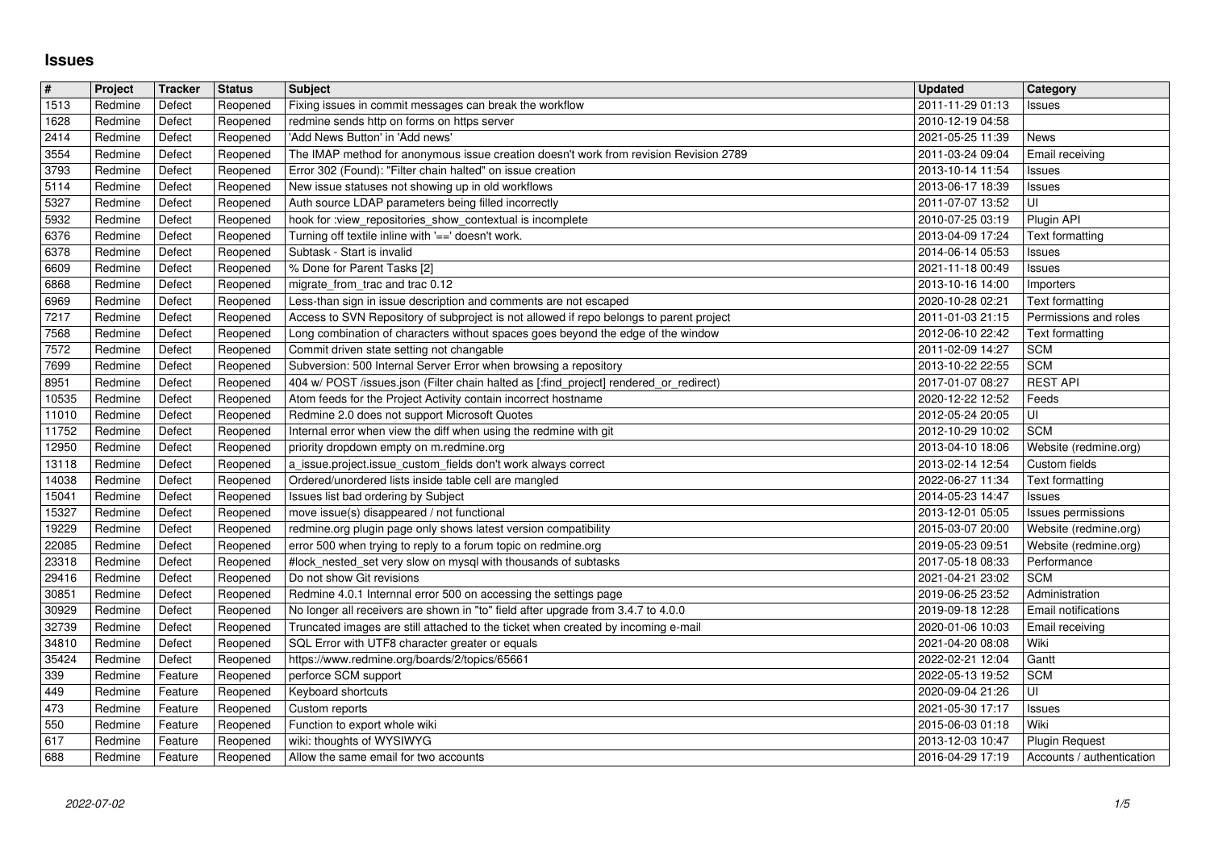# Issues

| # | Project | Tracker | Status | Subject | Updated | Category |
|---|---|---|---|---|---|---|
| 1513 | Redmine | Defect | Reopened | Fixing issues in commit messages can break the workflow | 2011-11-29 01:13 | Issues |
| 1628 | Redmine | Defect | Reopened | redmine sends http on forms on https server | 2010-12-19 04:58 | |
| 2414 | Redmine | Defect | Reopened | 'Add News Button' in 'Add news' | 2021-05-25 11:39 | News |
| 3554 | Redmine | Defect | Reopened | The IMAP method for anonymous issue creation doesn't work from revision Revision 2789 | 2011-03-24 09:04 | Email receiving |
| 3793 | Redmine | Defect | Reopened | Error 302 (Found): "Filter chain halted" on issue creation | 2013-10-14 11:54 | Issues |
| 5114 | Redmine | Defect | Reopened | New issue statuses not showing up in old workflows | 2013-06-17 18:39 | Issues |
| 5327 | Redmine | Defect | Reopened | Auth source LDAP parameters being filled incorrectly | 2011-07-07 13:52 | UI |
| 5932 | Redmine | Defect | Reopened | hook for :view_repositories_show_contextual is incomplete | 2010-07-25 03:19 | Plugin API |
| 6376 | Redmine | Defect | Reopened | Turning off textile inline with '==' doesn't work. | 2013-04-09 17:24 | Text formatting |
| 6378 | Redmine | Defect | Reopened | Subtask - Start is invalid | 2014-06-14 05:53 | Issues |
| 6609 | Redmine | Defect | Reopened | % Done for Parent Tasks [2] | 2021-11-18 00:49 | Issues |
| 6868 | Redmine | Defect | Reopened | migrate_from_trac and trac 0.12 | 2013-10-16 14:00 | Importers |
| 6969 | Redmine | Defect | Reopened | Less-than sign in issue description and comments are not escaped | 2020-10-28 02:21 | Text formatting |
| 7217 | Redmine | Defect | Reopened | Access to SVN Repository of subproject is not allowed if repo belongs to parent project | 2011-01-03 21:15 | Permissions and roles |
| 7568 | Redmine | Defect | Reopened | Long combination of characters without spaces goes beyond the edge of the window | 2012-06-10 22:42 | Text formatting |
| 7572 | Redmine | Defect | Reopened | Commit driven state setting not changable | 2011-02-09 14:27 | SCM |
| 7699 | Redmine | Defect | Reopened | Subversion: 500 Internal Server Error when browsing a repository | 2013-10-22 22:55 | SCM |
| 8951 | Redmine | Defect | Reopened | 404 w/ POST /issues.json (Filter chain halted as [:find_project] rendered_or_redirect) | 2017-01-07 08:27 | REST API |
| 10535 | Redmine | Defect | Reopened | Atom feeds for the Project Activity contain incorrect hostname | 2020-12-22 12:52 | Feeds |
| 11010 | Redmine | Defect | Reopened | Redmine 2.0 does not support Microsoft Quotes | 2012-05-24 20:05 | UI |
| 11752 | Redmine | Defect | Reopened | Internal error when view the diff when using the redmine with git | 2012-10-29 10:02 | SCM |
| 12950 | Redmine | Defect | Reopened | priority dropdown empty on m.redmine.org | 2013-04-10 18:06 | Website (redmine.org) |
| 13118 | Redmine | Defect | Reopened | a_issue.project.issue_custom_fields don't work always correct | 2013-02-14 12:54 | Custom fields |
| 14038 | Redmine | Defect | Reopened | Ordered/unordered lists inside table cell are mangled | 2022-06-27 11:34 | Text formatting |
| 15041 | Redmine | Defect | Reopened | Issues list bad ordering by Subject | 2014-05-23 14:47 | Issues |
| 15327 | Redmine | Defect | Reopened | move issue(s) disappeared / not functional | 2013-12-01 05:05 | Issues permissions |
| 19229 | Redmine | Defect | Reopened | redmine.org plugin page only shows latest version compatibility | 2015-03-07 20:00 | Website (redmine.org) |
| 22085 | Redmine | Defect | Reopened | error 500 when trying to reply to a forum topic on redmine.org | 2019-05-23 09:51 | Website (redmine.org) |
| 23318 | Redmine | Defect | Reopened | #lock_nested_set very slow on mysql with thousands of subtasks | 2017-05-18 08:33 | Performance |
| 29416 | Redmine | Defect | Reopened | Do not show Git revisions | 2021-04-21 23:02 | SCM |
| 30851 | Redmine | Defect | Reopened | Redmine 4.0.1 Internnal error 500 on accessing the settings page | 2019-06-25 23:52 | Administration |
| 30929 | Redmine | Defect | Reopened | No longer all receivers are shown in "to" field after upgrade from 3.4.7 to 4.0.0 | 2019-09-18 12:28 | Email notifications |
| 32739 | Redmine | Defect | Reopened | Truncated images are still attached to the ticket when created by incoming e-mail | 2020-01-06 10:03 | Email receiving |
| 34810 | Redmine | Defect | Reopened | SQL Error with UTF8 character greater or equals | 2021-04-20 08:08 | Wiki |
| 35424 | Redmine | Defect | Reopened | https://www.redmine.org/boards/2/topics/65661 | 2022-02-21 12:04 | Gantt |
| 339 | Redmine | Feature | Reopened | perforce SCM support | 2022-05-13 19:52 | SCM |
| 449 | Redmine | Feature | Reopened | Keyboard shortcuts | 2020-09-04 21:26 | UI |
| 473 | Redmine | Feature | Reopened | Custom reports | 2021-05-30 17:17 | Issues |
| 550 | Redmine | Feature | Reopened | Function to export whole wiki | 2015-06-03 01:18 | Wiki |
| 617 | Redmine | Feature | Reopened | wiki: thoughts of WYSIWYG | 2013-12-03 10:47 | Plugin Request |
| 688 | Redmine | Feature | Reopened | Allow the same email for two accounts | 2016-04-29 17:19 | Accounts / authentication |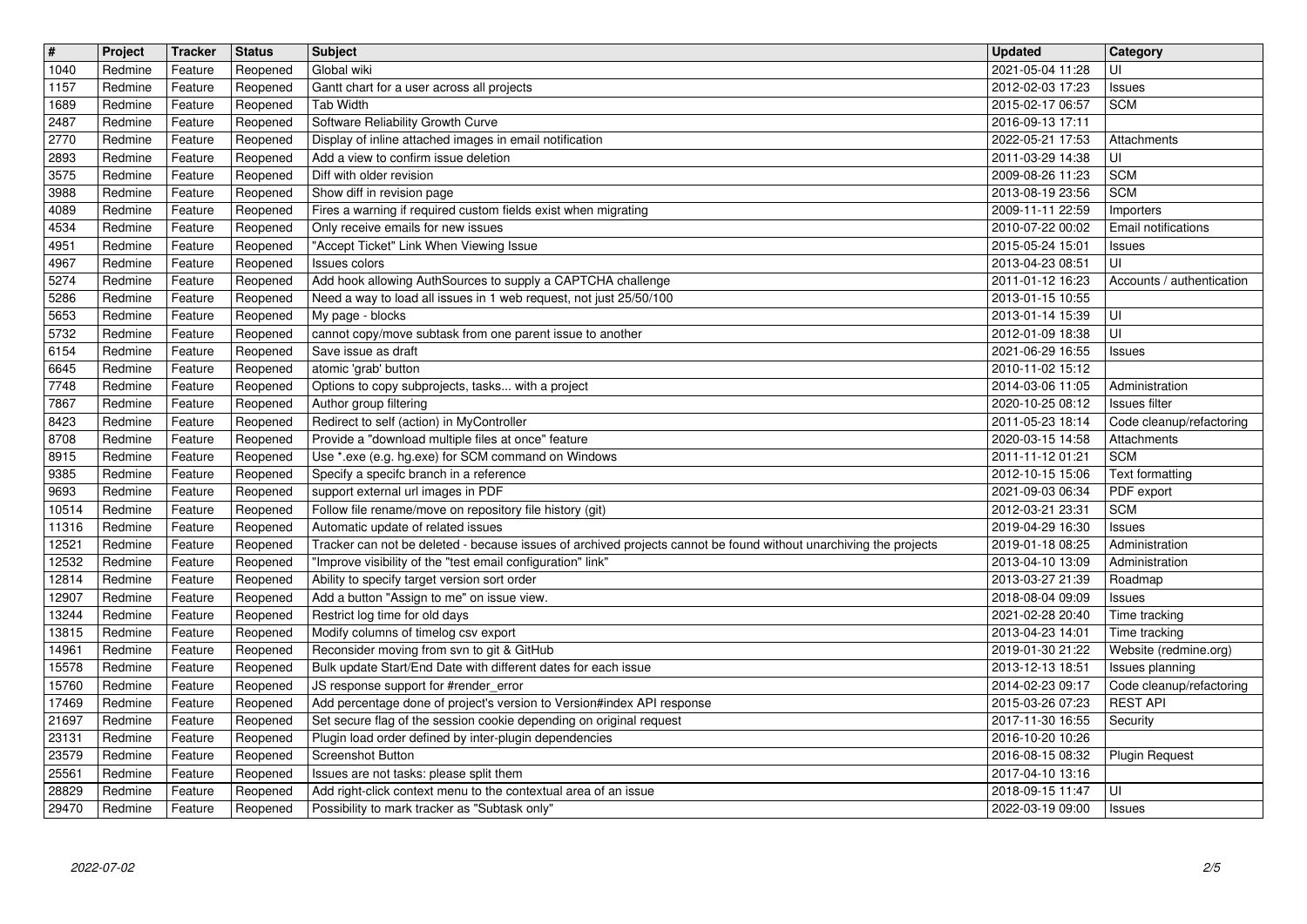| # | Project | Tracker | Status | Subject | Updated | Category |
|---|---|---|---|---|---|---|
| 1040 | Redmine | Feature | Reopened | Global wiki | 2021-05-04 11:28 | UI |
| 1157 | Redmine | Feature | Reopened | Gantt chart for a user across all projects | 2012-02-03 17:23 | Issues |
| 1689 | Redmine | Feature | Reopened | Tab Width | 2015-02-17 06:57 | SCM |
| 2487 | Redmine | Feature | Reopened | Software Reliability Growth Curve | 2016-09-13 17:11 | |
| 2770 | Redmine | Feature | Reopened | Display of inline attached images in email notification | 2022-05-21 17:53 | Attachments |
| 2893 | Redmine | Feature | Reopened | Add a view to confirm issue deletion | 2011-03-29 14:38 | UI |
| 3575 | Redmine | Feature | Reopened | Diff with older revision | 2009-08-26 11:23 | SCM |
| 3988 | Redmine | Feature | Reopened | Show diff in revision page | 2013-08-19 23:56 | SCM |
| 4089 | Redmine | Feature | Reopened | Fires a warning if required custom fields exist when migrating | 2009-11-11 22:59 | Importers |
| 4534 | Redmine | Feature | Reopened | Only receive emails for new issues | 2010-07-22 00:02 | Email notifications |
| 4951 | Redmine | Feature | Reopened | "Accept Ticket" Link When Viewing Issue | 2015-05-24 15:01 | Issues |
| 4967 | Redmine | Feature | Reopened | Issues colors | 2013-04-23 08:51 | UI |
| 5274 | Redmine | Feature | Reopened | Add hook allowing AuthSources to supply a CAPTCHA challenge | 2011-01-12 16:23 | Accounts / authentication |
| 5286 | Redmine | Feature | Reopened | Need a way to load all issues in 1 web request, not just 25/50/100 | 2013-01-15 10:55 | |
| 5653 | Redmine | Feature | Reopened | My page - blocks | 2013-01-14 15:39 | UI |
| 5732 | Redmine | Feature | Reopened | cannot copy/move subtask from one parent issue to another | 2012-01-09 18:38 | UI |
| 6154 | Redmine | Feature | Reopened | Save issue as draft | 2021-06-29 16:55 | Issues |
| 6645 | Redmine | Feature | Reopened | atomic 'grab' button | 2010-11-02 15:12 | |
| 7748 | Redmine | Feature | Reopened | Options to copy subprojects, tasks... with a project | 2014-03-06 11:05 | Administration |
| 7867 | Redmine | Feature | Reopened | Author group filtering | 2020-10-25 08:12 | Issues filter |
| 8423 | Redmine | Feature | Reopened | Redirect to self (action) in MyController | 2011-05-23 18:14 | Code cleanup/refactoring |
| 8708 | Redmine | Feature | Reopened | Provide a "download multiple files at once" feature | 2020-03-15 14:58 | Attachments |
| 8915 | Redmine | Feature | Reopened | Use *.exe (e.g. hg.exe) for SCM command on Windows | 2011-11-12 01:21 | SCM |
| 9385 | Redmine | Feature | Reopened | Specify a specifc branch in a reference | 2012-10-15 15:06 | Text formatting |
| 9693 | Redmine | Feature | Reopened | support external url images in PDF | 2021-09-03 06:34 | PDF export |
| 10514 | Redmine | Feature | Reopened | Follow file rename/move on repository file history (git) | 2012-03-21 23:31 | SCM |
| 11316 | Redmine | Feature | Reopened | Automatic update of related issues | 2019-04-29 16:30 | Issues |
| 12521 | Redmine | Feature | Reopened | Tracker can not be deleted - because issues of archived projects cannot be found without unarchiving the projects | 2019-01-18 08:25 | Administration |
| 12532 | Redmine | Feature | Reopened | "Improve visibility of the "test email configuration" link" | 2013-04-10 13:09 | Administration |
| 12814 | Redmine | Feature | Reopened | Ability to specify target version sort order | 2013-03-27 21:39 | Roadmap |
| 12907 | Redmine | Feature | Reopened | Add a button "Assign to me" on issue view. | 2018-08-04 09:09 | Issues |
| 13244 | Redmine | Feature | Reopened | Restrict log time for old days | 2021-02-28 20:40 | Time tracking |
| 13815 | Redmine | Feature | Reopened | Modify columns of timelog csv export | 2013-04-23 14:01 | Time tracking |
| 14961 | Redmine | Feature | Reopened | Reconsider moving from svn to git & GitHub | 2019-01-30 21:22 | Website (redmine.org) |
| 15578 | Redmine | Feature | Reopened | Bulk update Start/End Date with different dates for each issue | 2013-12-13 18:51 | Issues planning |
| 15760 | Redmine | Feature | Reopened | JS response support for #render_error | 2014-02-23 09:17 | Code cleanup/refactoring |
| 17469 | Redmine | Feature | Reopened | Add percentage done of project's version to Version#index API response | 2015-03-26 07:23 | REST API |
| 21697 | Redmine | Feature | Reopened | Set secure flag of the session cookie depending on original request | 2017-11-30 16:55 | Security |
| 23131 | Redmine | Feature | Reopened | Plugin load order defined by inter-plugin dependencies | 2016-10-20 10:26 | |
| 23579 | Redmine | Feature | Reopened | Screenshot Button | 2016-08-15 08:32 | Plugin Request |
| 25561 | Redmine | Feature | Reopened | Issues are not tasks: please split them | 2017-04-10 13:16 | |
| 28829 | Redmine | Feature | Reopened | Add right-click context menu to the contextual area of an issue | 2018-09-15 11:47 | UI |
| 29470 | Redmine | Feature | Reopened | Possibility to mark tracker as "Subtask only" | 2022-03-19 09:00 | Issues |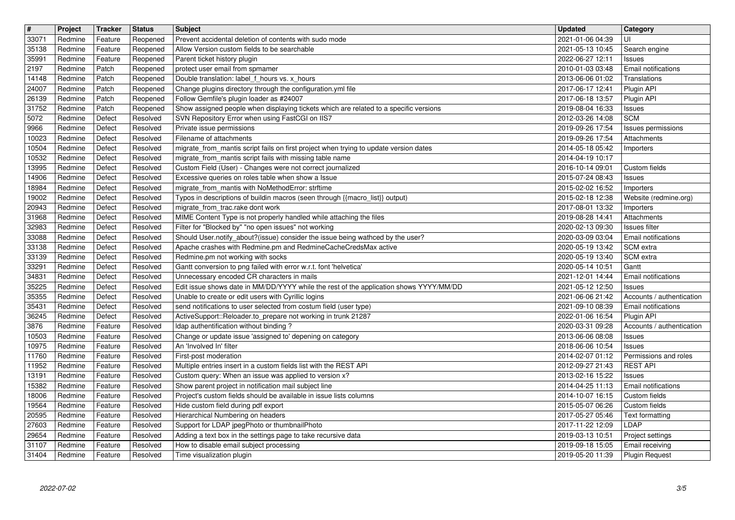| # | Project | Tracker | Status | Subject | Updated | Category |
|---|---|---|---|---|---|---|
| 33071 | Redmine | Feature | Reopened | Prevent accidental deletion of contents with sudo mode | 2021-01-06 04:39 | UI |
| 35138 | Redmine | Feature | Reopened | Allow Version custom fields to be searchable | 2021-05-13 10:45 | Search engine |
| 35991 | Redmine | Feature | Reopened | Parent ticket history plugin | 2022-06-27 12:11 | Issues |
| 2197 | Redmine | Patch | Reopened | protect user email from spmamer | 2010-01-03 03:48 | Email notifications |
| 14148 | Redmine | Patch | Reopened | Double translation: label_f_hours vs. x_hours | 2013-06-06 01:02 | Translations |
| 24007 | Redmine | Patch | Reopened | Change plugins directory through the configuration.yml file | 2017-06-17 12:41 | Plugin API |
| 26139 | Redmine | Patch | Reopened | Follow Gemfile's plugin loader as #24007 | 2017-06-18 13:57 | Plugin API |
| 31752 | Redmine | Patch | Reopened | Show assigned people when displaying tickets which are related to a specific versions | 2019-08-04 16:33 | Issues |
| 5072 | Redmine | Defect | Resolved | SVN Repository Error when using FastCGI on IIS7 | 2012-03-26 14:08 | SCM |
| 9966 | Redmine | Defect | Resolved | Private issue permissions | 2019-09-26 17:54 | Issues permissions |
| 10023 | Redmine | Defect | Resolved | Filename of attachments | 2019-09-26 17:54 | Attachments |
| 10504 | Redmine | Defect | Resolved | migrate_from_mantis script fails on first project when trying to update version dates | 2014-05-18 05:42 | Importers |
| 10532 | Redmine | Defect | Resolved | migrate_from_mantis script fails with missing table name | 2014-04-19 10:17 | |
| 13995 | Redmine | Defect | Resolved | Custom Field (User) - Changes were not correct journalized | 2016-10-14 09:01 | Custom fields |
| 14906 | Redmine | Defect | Resolved | Excessive queries on roles table when show a Issue | 2015-07-24 08:43 | Issues |
| 18984 | Redmine | Defect | Resolved | migrate_from_mantis with NoMethodError: strftime | 2015-02-02 16:52 | Importers |
| 19002 | Redmine | Defect | Resolved | Typos in descriptions of buildin macros (seen through {{macro_list}} output) | 2015-02-18 12:38 | Website (redmine.org) |
| 20943 | Redmine | Defect | Resolved | migrate_from_trac.rake dont work | 2017-08-01 13:32 | Importers |
| 31968 | Redmine | Defect | Resolved | MIME Content Type is not properly handled while attaching the files | 2019-08-28 14:41 | Attachments |
| 32983 | Redmine | Defect | Resolved | Filter for "Blocked by" "no open issues" not working | 2020-02-13 09:30 | Issues filter |
| 33088 | Redmine | Defect | Resolved | Should User.notify_about?(issue) consider the issue being wathced by the user? | 2020-03-09 03:04 | Email notifications |
| 33138 | Redmine | Defect | Resolved | Apache crashes with Redmine.pm and RedmineCacheCredsMax active | 2020-05-19 13:42 | SCM extra |
| 33139 | Redmine | Defect | Resolved | Redmine.pm not working with socks | 2020-05-19 13:40 | SCM extra |
| 33291 | Redmine | Defect | Resolved | Gantt conversion to png failed with error w.r.t. font 'helvetica' | 2020-05-14 10:51 | Gantt |
| 34831 | Redmine | Defect | Resolved | Unnecessary encoded CR characters in mails | 2021-12-01 14:44 | Email notifications |
| 35225 | Redmine | Defect | Resolved | Edit issue shows date in MM/DD/YYYY while the rest of the application shows YYYY/MM/DD | 2021-05-12 12:50 | Issues |
| 35355 | Redmine | Defect | Resolved | Unable to create or edit users with Cyrillic logins | 2021-06-06 21:42 | Accounts / authentication |
| 35431 | Redmine | Defect | Resolved | send notifications to user selected from costum field (user type) | 2021-09-10 08:39 | Email notifications |
| 36245 | Redmine | Defect | Resolved | ActiveSupport::Reloader.to_prepare not working in trunk 21287 | 2022-01-06 16:54 | Plugin API |
| 3876 | Redmine | Feature | Resolved | ldap authentification without binding ? | 2020-03-31 09:28 | Accounts / authentication |
| 10503 | Redmine | Feature | Resolved | Change or update issue 'assigned to' depening on category | 2013-06-06 08:08 | Issues |
| 10975 | Redmine | Feature | Resolved | An 'Involved In' filter | 2018-06-06 10:54 | Issues |
| 11760 | Redmine | Feature | Resolved | First-post moderation | 2014-02-07 01:12 | Permissions and roles |
| 11952 | Redmine | Feature | Resolved | Multiple entries insert in a custom fields list with the REST API | 2012-09-27 21:43 | REST API |
| 13191 | Redmine | Feature | Resolved | Custom query: When an issue was applied to version x? | 2013-02-16 15:22 | Issues |
| 15382 | Redmine | Feature | Resolved | Show parent project in notification mail subject line | 2014-04-25 11:13 | Email notifications |
| 18006 | Redmine | Feature | Resolved | Project's custom fields should be available in issue lists columns | 2014-10-07 16:15 | Custom fields |
| 19564 | Redmine | Feature | Resolved | Hide custom field during pdf export | 2015-05-07 06:26 | Custom fields |
| 20595 | Redmine | Feature | Resolved | Hierarchical Numbering on headers | 2017-05-27 05:46 | Text formatting |
| 27603 | Redmine | Feature | Resolved | Support for LDAP jpegPhoto or thumbnailPhoto | 2017-11-22 12:09 | LDAP |
| 29654 | Redmine | Feature | Resolved | Adding a text box in the settings page to take recursive data | 2019-03-13 10:51 | Project settings |
| 31107 | Redmine | Feature | Resolved | How to disable email subject processing | 2019-09-18 15:05 | Email receiving |
| 31404 | Redmine | Feature | Resolved | Time visualization plugin | 2019-05-20 11:39 | Plugin Request |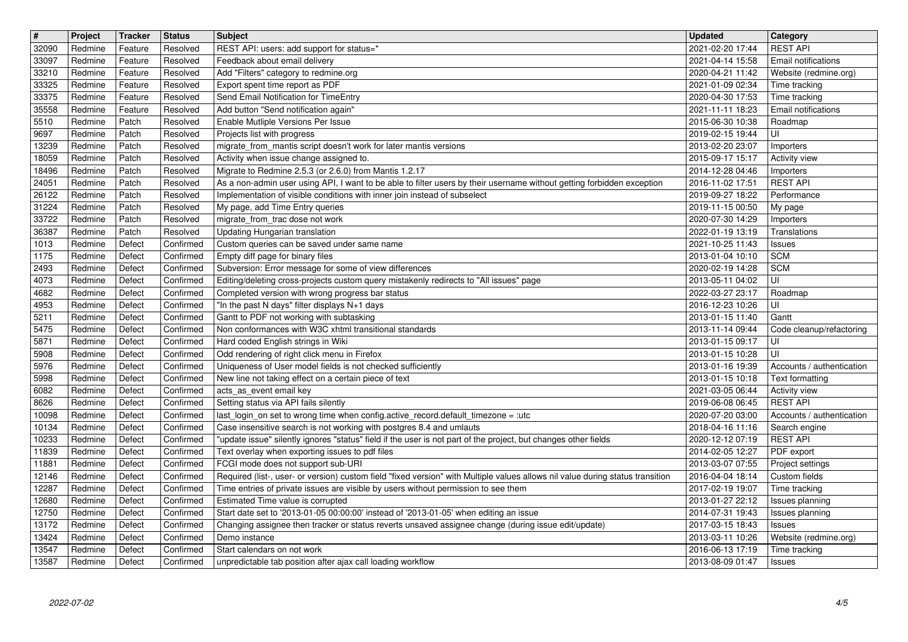| # | Project | Tracker | Status | Subject | Updated | Category |
|---|---|---|---|---|---|---|
| 32090 | Redmine | Feature | Resolved | REST API: users: add support for status=* | 2021-02-20 17:44 | REST API |
| 33097 | Redmine | Feature | Resolved | Feedback about email delivery | 2021-04-14 15:58 | Email notifications |
| 33210 | Redmine | Feature | Resolved | Add "Filters" category to redmine.org | 2020-04-21 11:42 | Website (redmine.org) |
| 33325 | Redmine | Feature | Resolved | Export spent time report as PDF | 2021-01-09 02:34 | Time tracking |
| 33375 | Redmine | Feature | Resolved | Send Email Notification for TimeEntry | 2020-04-30 17:53 | Time tracking |
| 35558 | Redmine | Feature | Resolved | Add button "Send notification again" | 2021-11-11 18:23 | Email notifications |
| 5510 | Redmine | Patch | Resolved | Enable Mutliple Versions Per Issue | 2015-06-30 10:38 | Roadmap |
| 9697 | Redmine | Patch | Resolved | Projects list with progress | 2019-02-15 19:44 | UI |
| 13239 | Redmine | Patch | Resolved | migrate_from_mantis script doesn't work for later mantis versions | 2013-02-20 23:07 | Importers |
| 18059 | Redmine | Patch | Resolved | Activity when issue change assigned to. | 2015-09-17 15:17 | Activity view |
| 18496 | Redmine | Patch | Resolved | Migrate to Redmine 2.5.3 (or 2.6.0) from Mantis 1.2.17 | 2014-12-28 04:46 | Importers |
| 24051 | Redmine | Patch | Resolved | As a non-admin user using API, I want to be able to filter users by their username without getting forbidden exception | 2016-11-02 17:51 | REST API |
| 26122 | Redmine | Patch | Resolved | Implementation of visible conditions with inner join instead of subselect | 2019-09-27 18:22 | Performance |
| 31224 | Redmine | Patch | Resolved | My page, add Time Entry queries | 2019-11-15 00:50 | My page |
| 33722 | Redmine | Patch | Resolved | migrate_from_trac dose not work | 2020-07-30 14:29 | Importers |
| 36387 | Redmine | Patch | Resolved | Updating Hungarian translation | 2022-01-19 13:19 | Translations |
| 1013 | Redmine | Defect | Confirmed | Custom queries can be saved under same name | 2021-10-25 11:43 | Issues |
| 1175 | Redmine | Defect | Confirmed | Empty diff page for binary files | 2013-01-04 10:10 | SCM |
| 2493 | Redmine | Defect | Confirmed | Subversion: Error message for some of view differences | 2020-02-19 14:28 | SCM |
| 4073 | Redmine | Defect | Confirmed | Editing/deleting cross-projects custom query mistakenly redirects to "All issues" page | 2013-05-11 04:02 | UI |
| 4682 | Redmine | Defect | Confirmed | Completed version with wrong progress bar status | 2022-03-27 23:17 | Roadmap |
| 4953 | Redmine | Defect | Confirmed | "In the past N days" filter displays N+1 days | 2016-12-23 10:26 | UI |
| 5211 | Redmine | Defect | Confirmed | Gantt to PDF not working with subtasking | 2013-01-15 11:40 | Gantt |
| 5475 | Redmine | Defect | Confirmed | Non conformances with W3C xhtml transitional standards | 2013-11-14 09:44 | Code cleanup/refactoring |
| 5871 | Redmine | Defect | Confirmed | Hard coded English strings in Wiki | 2013-01-15 09:17 | UI |
| 5908 | Redmine | Defect | Confirmed | Odd rendering of right click menu in Firefox | 2013-01-15 10:28 | UI |
| 5976 | Redmine | Defect | Confirmed | Uniqueness of User model fields is not checked sufficiently | 2013-01-16 19:39 | Accounts / authentication |
| 5998 | Redmine | Defect | Confirmed | New line not taking effect on a certain piece of text | 2013-01-15 10:18 | Text formatting |
| 6082 | Redmine | Defect | Confirmed | acts_as_event email key | 2021-03-05 06:44 | Activity view |
| 8626 | Redmine | Defect | Confirmed | Setting status via API fails silently | 2019-06-08 06:45 | REST API |
| 10098 | Redmine | Defect | Confirmed | last_login_on set to wrong time when config.active_record.default_timezone = :utc | 2020-07-20 03:00 | Accounts / authentication |
| 10134 | Redmine | Defect | Confirmed | Case insensitive search is not working with postgres 8.4 and umlauts | 2018-04-16 11:16 | Search engine |
| 10233 | Redmine | Defect | Confirmed | "update issue" silently ignores "status" field if the user is not part of the project, but changes other fields | 2020-12-12 07:19 | REST API |
| 11839 | Redmine | Defect | Confirmed | Text overlay when exporting issues to pdf files | 2014-02-05 12:27 | PDF export |
| 11881 | Redmine | Defect | Confirmed | FCGI mode does not support sub-URI | 2013-03-07 07:55 | Project settings |
| 12146 | Redmine | Defect | Confirmed | Required (list-, user- or version) custom field "fixed version" with Multiple values allows nil value during status transition | 2016-04-04 18:14 | Custom fields |
| 12287 | Redmine | Defect | Confirmed | Time entries of private issues are visible by users without permission to see them | 2017-02-19 19:07 | Time tracking |
| 12680 | Redmine | Defect | Confirmed | Estimated Time value is corrupted | 2013-01-27 22:12 | Issues planning |
| 12750 | Redmine | Defect | Confirmed | Start date set to '2013-01-05 00:00:00' instead of '2013-01-05' when editing an issue | 2014-07-31 19:43 | Issues planning |
| 13172 | Redmine | Defect | Confirmed | Changing assignee then tracker or status reverts unsaved assignee change (during issue edit/update) | 2017-03-15 18:43 | Issues |
| 13424 | Redmine | Defect | Confirmed | Demo instance | 2013-03-11 10:26 | Website (redmine.org) |
| 13547 | Redmine | Defect | Confirmed | Start calendars on not work | 2016-06-13 17:19 | Time tracking |
| 13587 | Redmine | Defect | Confirmed | unpredictable tab position after ajax call loading workflow | 2013-08-09 01:47 | Issues |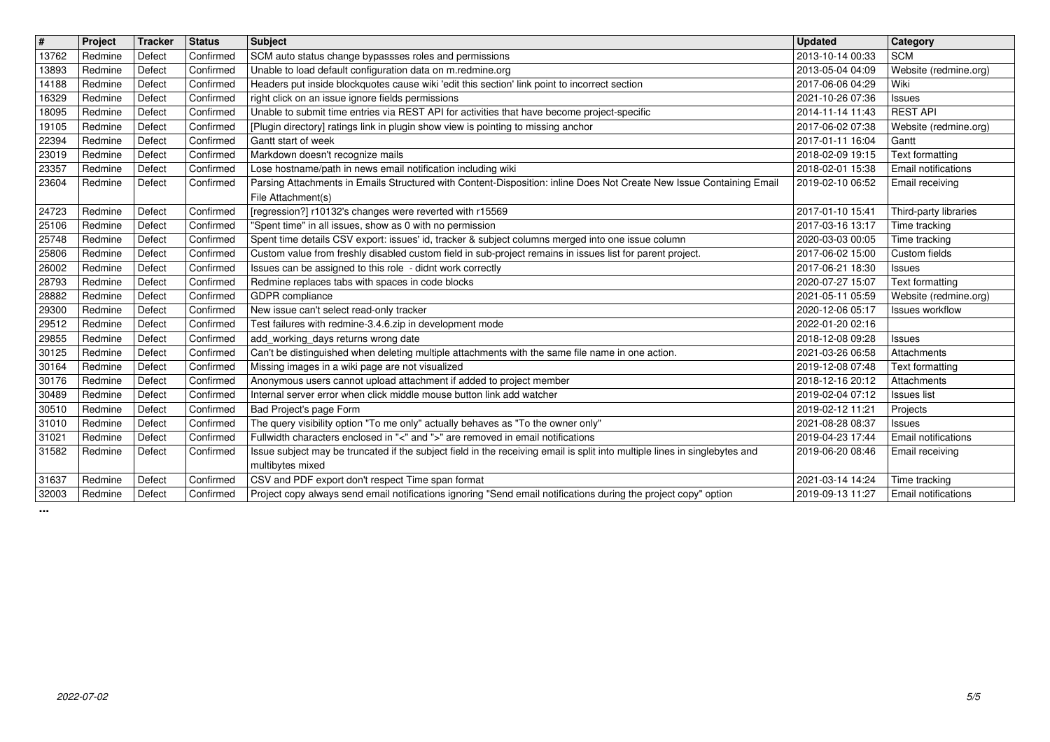| # | Project | Tracker | Status | Subject | Updated | Category |
|---|---|---|---|---|---|---|
| 13762 | Redmine | Defect | Confirmed | SCM auto status change bypassses roles and permissions | 2013-10-14 00:33 | SCM |
| 13893 | Redmine | Defect | Confirmed | Unable to load default configuration data on m.redmine.org | 2013-05-04 04:09 | Website (redmine.org) |
| 14188 | Redmine | Defect | Confirmed | Headers put inside blockquotes cause wiki 'edit this section' link point to incorrect section | 2017-06-06 04:29 | Wiki |
| 16329 | Redmine | Defect | Confirmed | right click on an issue ignore fields permissions | 2021-10-26 07:36 | Issues |
| 18095 | Redmine | Defect | Confirmed | Unable to submit time entries via REST API for activities that have become project-specific | 2014-11-14 11:43 | REST API |
| 19105 | Redmine | Defect | Confirmed | [Plugin directory] ratings link in plugin show view is pointing to missing anchor | 2017-06-02 07:38 | Website (redmine.org) |
| 22394 | Redmine | Defect | Confirmed | Gantt start of week | 2017-01-11 16:04 | Gantt |
| 23019 | Redmine | Defect | Confirmed | Markdown doesn't recognize mails | 2018-02-09 19:15 | Text formatting |
| 23357 | Redmine | Defect | Confirmed | Lose hostname/path in news email notification including wiki | 2018-02-01 15:38 | Email notifications |
| 23604 | Redmine | Defect | Confirmed | Parsing Attachments in Emails Structured with Content-Disposition: inline Does Not Create New Issue Containing Email File Attachment(s) | 2019-02-10 06:52 | Email receiving |
| 24723 | Redmine | Defect | Confirmed | [regression?] r10132's changes were reverted with r15569 | 2017-01-10 15:41 | Third-party libraries |
| 25106 | Redmine | Defect | Confirmed | "Spent time" in all issues, show as 0 with no permission | 2017-03-16 13:17 | Time tracking |
| 25748 | Redmine | Defect | Confirmed | Spent time details CSV export: issues' id, tracker & subject columns merged into one issue column | 2020-03-03 00:05 | Time tracking |
| 25806 | Redmine | Defect | Confirmed | Custom value from freshly disabled custom field in sub-project remains in issues list for parent project. | 2017-06-02 15:00 | Custom fields |
| 26002 | Redmine | Defect | Confirmed | Issues can be assigned to this role - didnt work correctly | 2017-06-21 18:30 | Issues |
| 28793 | Redmine | Defect | Confirmed | Redmine replaces tabs with spaces in code blocks | 2020-07-27 15:07 | Text formatting |
| 28882 | Redmine | Defect | Confirmed | GDPR compliance | 2021-05-11 05:59 | Website (redmine.org) |
| 29300 | Redmine | Defect | Confirmed | New issue can't select read-only tracker | 2020-12-06 05:17 | Issues workflow |
| 29512 | Redmine | Defect | Confirmed | Test failures with redmine-3.4.6.zip in development mode | 2022-01-20 02:16 | |
| 29855 | Redmine | Defect | Confirmed | add_working_days returns wrong date | 2018-12-08 09:28 | Issues |
| 30125 | Redmine | Defect | Confirmed | Can't be distinguished when deleting multiple attachments with the same file name in one action. | 2021-03-26 06:58 | Attachments |
| 30164 | Redmine | Defect | Confirmed | Missing images in a wiki page are not visualized | 2019-12-08 07:48 | Text formatting |
| 30176 | Redmine | Defect | Confirmed | Anonymous users cannot upload attachment if added to project member | 2018-12-16 20:12 | Attachments |
| 30489 | Redmine | Defect | Confirmed | Internal server error when click middle mouse button link add watcher | 2019-02-04 07:12 | Issues list |
| 30510 | Redmine | Defect | Confirmed | Bad Project's page Form | 2019-02-12 11:21 | Projects |
| 31010 | Redmine | Defect | Confirmed | The query visibility option "To me only" actually behaves as "To the owner only" | 2021-08-28 08:37 | Issues |
| 31021 | Redmine | Defect | Confirmed | Fullwidth characters enclosed in "<" and ">" are removed in email notifications | 2019-04-23 17:44 | Email notifications |
| 31582 | Redmine | Defect | Confirmed | Issue subject may be truncated if the subject field in the receiving email is split into multiple lines in singlebytes and multibytes mixed | 2019-06-20 08:46 | Email receiving |
| 31637 | Redmine | Defect | Confirmed | CSV and PDF export don't respect Time span format | 2021-03-14 14:24 | Time tracking |
| 32003 | Redmine | Defect | Confirmed | Project copy always send email notifications ignoring "Send email notifications during the project copy" option | 2019-09-13 11:27 | Email notifications |

...